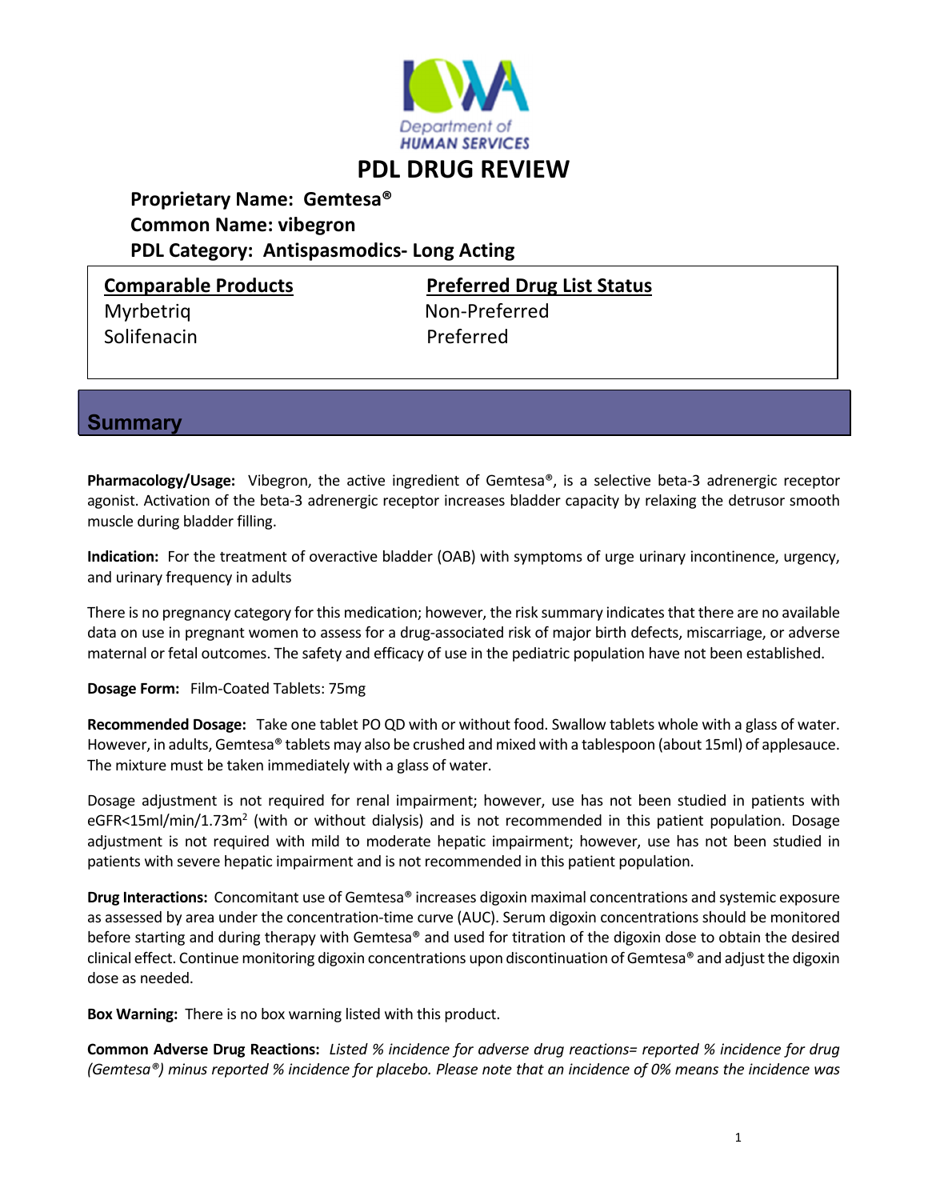Department of HUMAN SERVICES

# PDL DRUG REVIEW

**Proprietary Name: Gemtesa®**
**Common Name: vibegron**
**PDL Category: Antispasmodics- Long Acting**

| Comparable Products | Preferred Drug List Status |
| --- | --- |
| Myrbetriq | Non-Preferred |
| Solifenacin | Preferred |

## Summary

**Pharmacology/Usage:** Vibegron, the active ingredient of Gemtesa®, is a selective beta-3 adrenergic receptor agonist. Activation of the beta-3 adrenergic receptor increases bladder capacity by relaxing the detrusor smooth muscle during bladder filling.

**Indication:** For the treatment of overactive bladder (OAB) with symptoms of urge urinary incontinence, urgency, and urinary frequency in adults

There is no pregnancy category for this medication; however, the risk summary indicates that there are no available data on use in pregnant women to assess for a drug-associated risk of major birth defects, miscarriage, or adverse maternal or fetal outcomes. The safety and efficacy of use in the pediatric population have not been established.

**Dosage Form:** Film-Coated Tablets: 75mg

**Recommended Dosage:** Take one tablet PO QD with or without food. Swallow tablets whole with a glass of water. However, in adults, Gemtesa® tablets may also be crushed and mixed with a tablespoon (about 15ml) of applesauce. The mixture must be taken immediately with a glass of water.

Dosage adjustment is not required for renal impairment; however, use has not been studied in patients with eGFR<15ml/min/1.73m$^2$ (with or without dialysis) and is not recommended in this patient population. Dosage adjustment is not required with mild to moderate hepatic impairment; however, use has not been studied in patients with severe hepatic impairment and is not recommended in this patient population.

**Drug Interactions:** Concomitant use of Gemtesa® increases digoxin maximal concentrations and systemic exposure as assessed by area under the concentration-time curve (AUC). Serum digoxin concentrations should be monitored before starting and during therapy with Gemtesa® and used for titration of the digoxin dose to obtain the desired clinical effect. Continue monitoring digoxin concentrations upon discontinuation of Gemtesa® and adjust the digoxin dose as needed.

**Box Warning:** There is no box warning listed with this product.

**Common Adverse Drug Reactions:** *Listed % incidence for adverse drug reactions= reported % incidence for drug (Gemtesa®) minus reported % incidence for placebo. Please note that an incidence of 0% means the incidence was*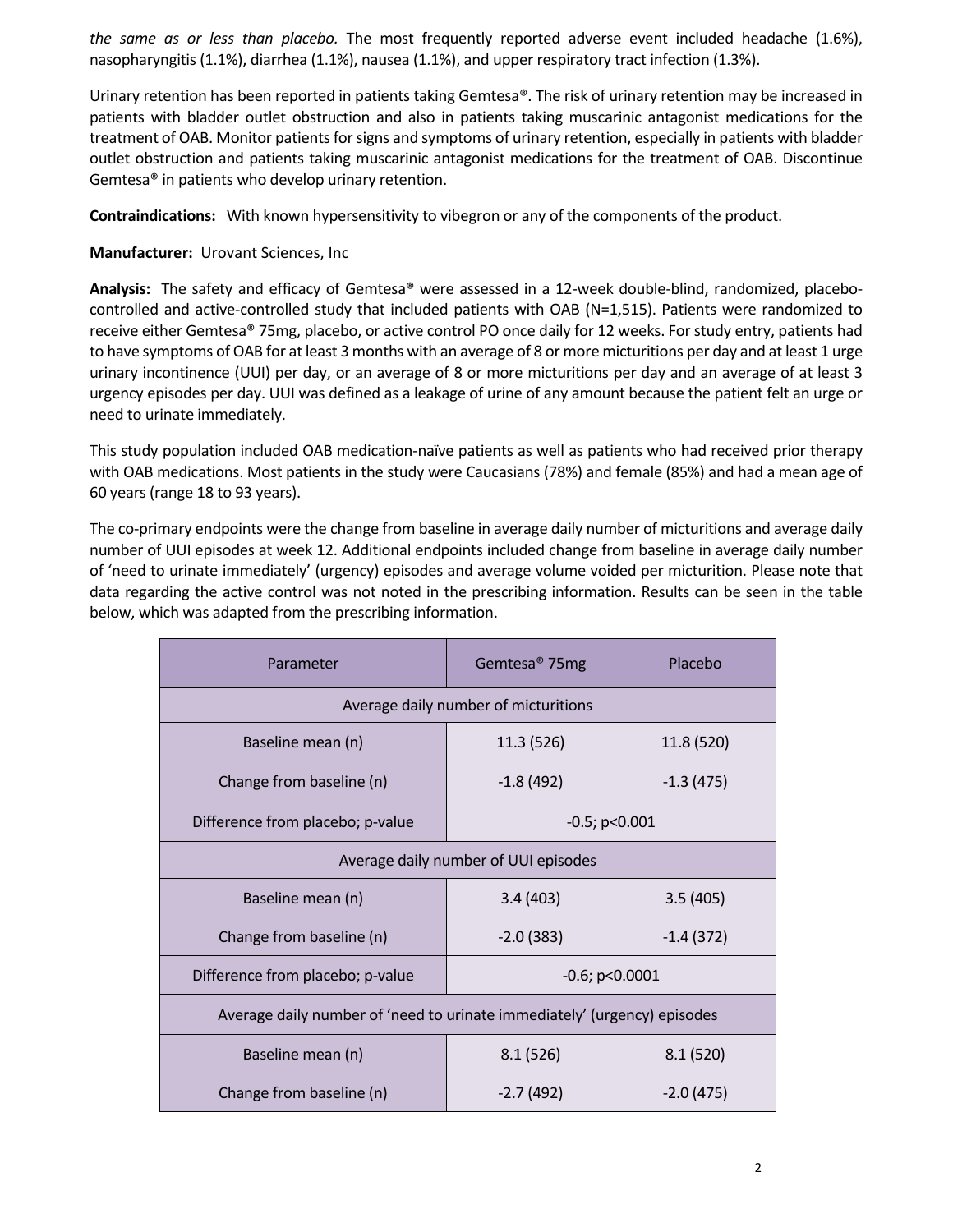*the same as or less than placebo.* The most frequently reported adverse event included headache (1.6%), nasopharyngitis (1.1%), diarrhea (1.1%), nausea (1.1%), and upper respiratory tract infection (1.3%).

Urinary retention has been reported in patients taking Gemtesa®. The risk of urinary retention may be increased in patients with bladder outlet obstruction and also in patients taking muscarinic antagonist medications for the treatment of OAB. Monitor patients for signs and symptoms of urinary retention, especially in patients with bladder outlet obstruction and patients taking muscarinic antagonist medications for the treatment of OAB. Discontinue Gemtesa® in patients who develop urinary retention.

**Contraindications:** With known hypersensitivity to vibegron or any of the components of the product.

**Manufacturer:** Urovant Sciences, Inc

**Analysis:** The safety and efficacy of Gemtesa® were assessed in a 12-week double-blind, randomized, placebo-controlled and active-controlled study that included patients with OAB (N=1,515). Patients were randomized to receive either Gemtesa® 75mg, placebo, or active control PO once daily for 12 weeks. For study entry, patients had to have symptoms of OAB for at least 3 months with an average of 8 or more micturitions per day and at least 1 urge urinary incontinence (UUI) per day, or an average of 8 or more micturitions per day and an average of at least 3 urgency episodes per day. UUI was defined as a leakage of urine of any amount because the patient felt an urge or need to urinate immediately.

This study population included OAB medication-naïve patients as well as patients who had received prior therapy with OAB medications. Most patients in the study were Caucasians (78%) and female (85%) and had a mean age of 60 years (range 18 to 93 years).

The co-primary endpoints were the change from baseline in average daily number of micturitions and average daily number of UUI episodes at week 12. Additional endpoints included change from baseline in average daily number of 'need to urinate immediately' (urgency) episodes and average volume voided per micturition. Please note that data regarding the active control was not noted in the prescribing information. Results can be seen in the table below, which was adapted from the prescribing information.

| Parameter | Gemtesa® 75mg | Placebo |
|---|---|---|
| Average daily number of micturitions | | |
| Baseline mean (n) | 11.3 (526) | 11.8 (520) |
| Change from baseline (n) | -1.8 (492) | -1.3 (475) |
| Difference from placebo; p-value | -0.5; p<0.001 | |
| Average daily number of UUI episodes | | |
| Baseline mean (n) | 3.4 (403) | 3.5 (405) |
| Change from baseline (n) | -2.0 (383) | -1.4 (372) |
| Difference from placebo; p-value | -0.6; p<0.0001 | |
| Average daily number of 'need to urinate immediately' (urgency) episodes | | |
| Baseline mean (n) | 8.1 (526) | 8.1 (520) |
| Change from baseline (n) | -2.7 (492) | -2.0 (475) |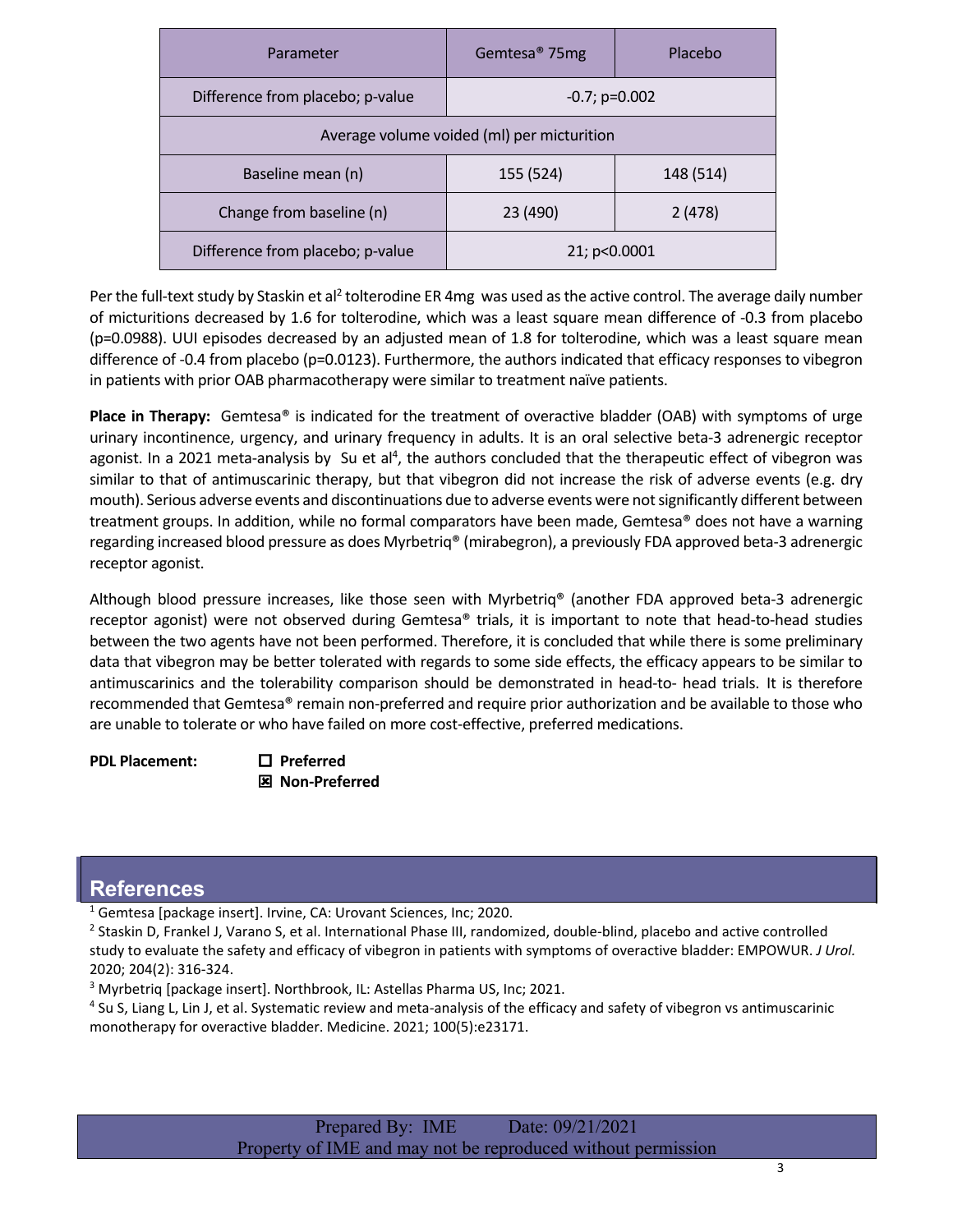| Parameter | Gemtesa® 75mg | Placebo |
|---|---|---|
| Difference from placebo; p-value | -0.7; p=0.002 | |
| Average volume voided (ml) per micturition | | |
| Baseline mean (n) | 155 (524) | 148 (514) |
| Change from baseline (n) | 23 (490) | 2 (478) |
| Difference from placebo; p-value | 21; p<0.0001 | |

Per the full-text study by Staskin et al[2] tolterodine ER 4mg was used as the active control. The average daily number of micturitions decreased by 1.6 for tolterodine, which was a least square mean difference of -0.3 from placebo (p=0.0988). UUI episodes decreased by an adjusted mean of 1.8 for tolterodine, which was a least square mean difference of -0.4 from placebo (p=0.0123). Furthermore, the authors indicated that efficacy responses to vibegron in patients with prior OAB pharmacotherapy were similar to treatment naïve patients.

**Place in Therapy:** Gemtesa® is indicated for the treatment of overactive bladder (OAB) with symptoms of urge urinary incontinence, urgency, and urinary frequency in adults. It is an oral selective beta-3 adrenergic receptor agonist. In a 2021 meta-analysis by Su et al[4], the authors concluded that the therapeutic effect of vibegron was similar to that of antimuscarinic therapy, but that vibegron did not increase the risk of adverse events (e.g. dry mouth). Serious adverse events and discontinuations due to adverse events were not significantly different between treatment groups. In addition, while no formal comparators have been made, Gemtesa® does not have a warning regarding increased blood pressure as does Myrbetriq® (mirabegron), a previously FDA approved beta-3 adrenergic receptor agonist.

Although blood pressure increases, like those seen with Myrbetriq® (another FDA approved beta-3 adrenergic receptor agonist) were not observed during Gemtesa® trials, it is important to note that head-to-head studies between the two agents have not been performed. Therefore, it is concluded that while there is some preliminary data that vibegron may be better tolerated with regards to some side effects, the efficacy appears to be similar to antimuscarinics and the tolerability comparison should be demonstrated in head-to- head trials. It is therefore recommended that Gemtesa® remain non-preferred and require prior authorization and be available to those who are unable to tolerate or who have failed on more cost-effective, preferred medications.

**PDL Placement:** ☐ **Preferred**
☒ **Non-Preferred**

## References

[1] Gemtesa [package insert]. Irvine, CA: Urovant Sciences, Inc; 2020.

[2] Staskin D, Frankel J, Varano S, et al. International Phase III, randomized, double-blind, placebo and active controlled study to evaluate the safety and efficacy of vibegron in patients with symptoms of overactive bladder: EMPOWUR. *J Urol.* 2020; 204(2): 316-324.

[3] Myrbetriq [package insert]. Northbrook, IL: Astellas Pharma US, Inc; 2021.

[4] Su S, Liang L, Lin J, et al. Systematic review and meta-analysis of the efficacy and safety of vibegron vs antimuscarinic monotherapy for overactive bladder. Medicine. 2021; 100(5):e23171.

Prepared By: IME Date: 09/21/2021
Property of IME and may not be reproduced without permission